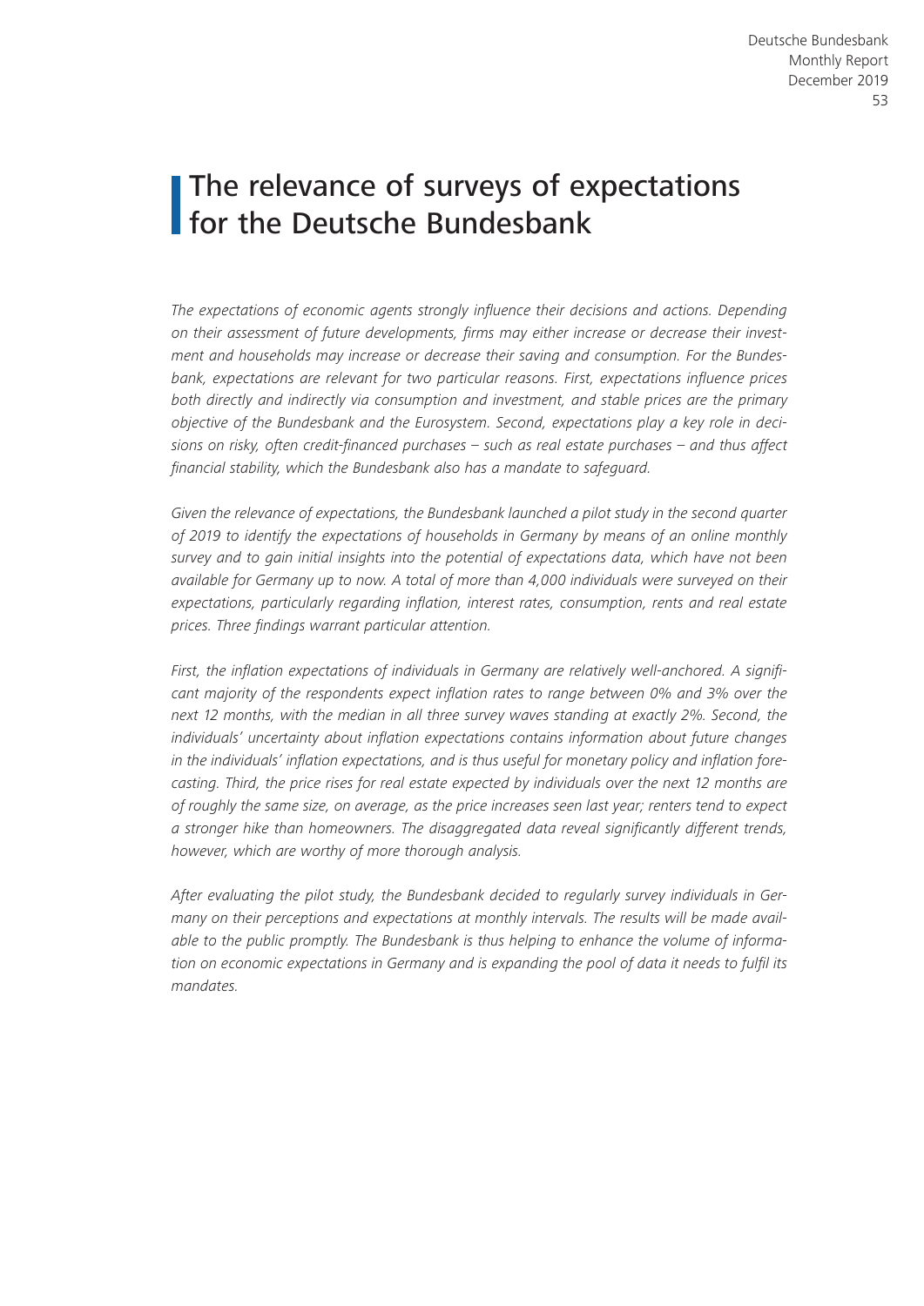# The relevance of surveys of expectations for the Deutsche Bundesbank

*The expectations of economic agents strongly influence their decisions and actions. Depending on their assessment of future developments, firms may either increase or decrease their investment and households may increase or decrease their saving and consumption. For the Bundesbank, expectations are relevant for two particular reasons. First, expectations influence prices both directly and indirectly via consumption and investment, and stable prices are the primary objective of the Bundesbank and the Eurosystem. Second, expectations play a key role in decisions on risky, often credit-financed purchases – such as real estate purchases – and thus affect financial stability, which the Bundesbank also has a mandate to safeguard.*

*Given the relevance of expectations, the Bundesbank launched a pilot study in the second quarter of 2019 to identify the expectations of households in Germany by means of an online monthly survey and to gain initial insights into the potential of expectations data, which have not been available for Germany up to now. A total of more than 4,000 individuals were surveyed on their expectations, particularly regarding inflation, interest rates, consumption, rents and real estate prices. Three findings warrant particular attention.*

*First, the inflation expectations of individuals in Germany are relatively well-anchored. A significant majority of the respondents expect inflation rates to range between 0% and 3% over the next 12 months, with the median in all three survey waves standing at exactly 2%. Second, the individuals' uncertainty about inflation expectations contains information about future changes in the individuals' inflation expectations, and is thus useful for monetary policy and inflation forecasting. Third, the price rises for real estate expected by individuals over the next 12 months are of roughly the same size, on average, as the price increases seen last year; renters tend to expect a stronger hike than homeowners. The disaggregated data reveal significantly different trends, however, which are worthy of more thorough analysis.*

*After evaluating the pilot study, the Bundesbank decided to regularly survey individuals in Germany on their perceptions and expectations at monthly intervals. The results will be made available to the public promptly. The Bundesbank is thus helping to enhance the volume of information on economic expectations in Germany and is expanding the pool of data it needs to fulfil its mandates.*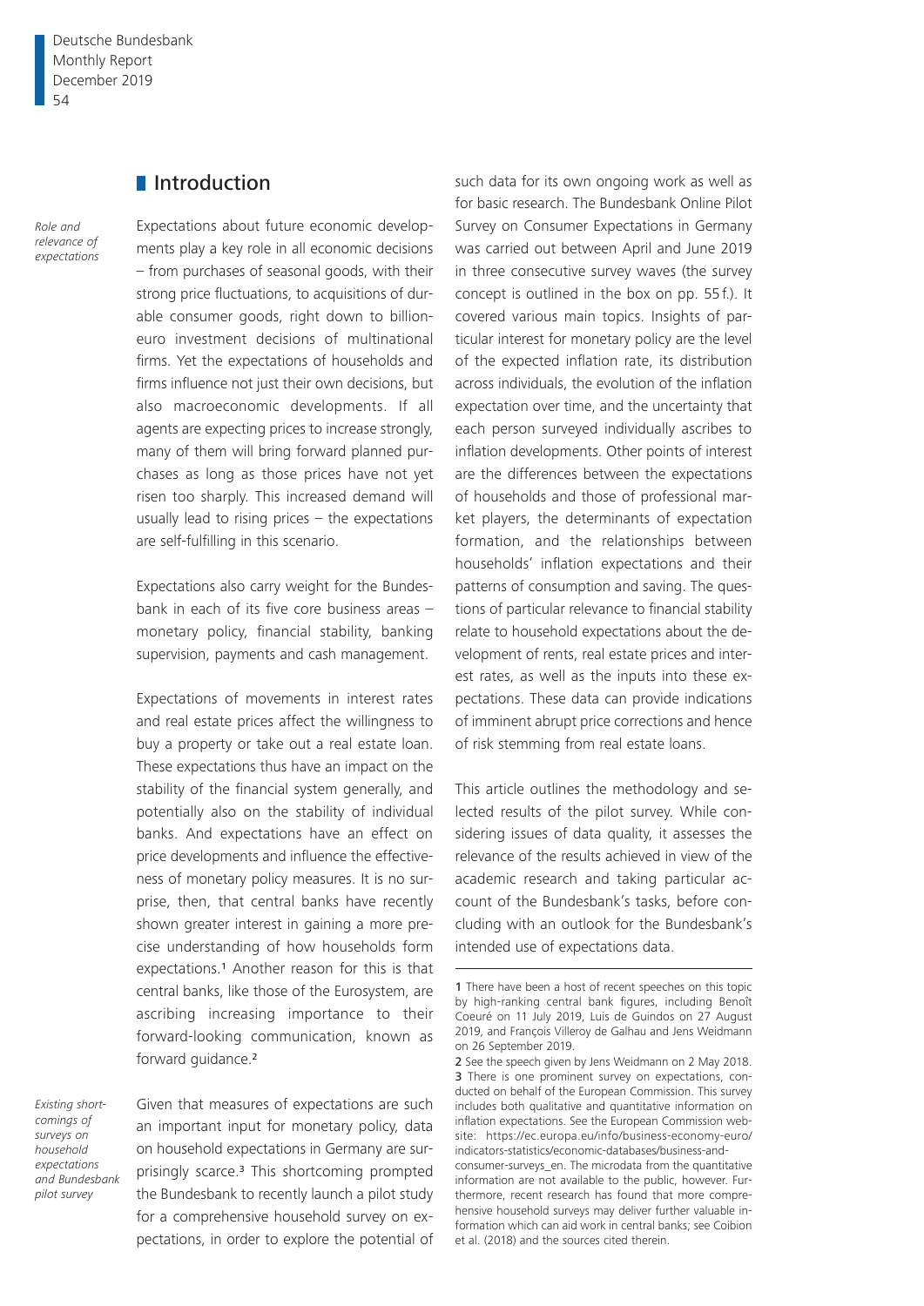## Introduction

*Role and relevance of expectations*

Expectations about future economic developments play a key role in all economic decisions – from purchases of seasonal goods, with their strong price fluctuations, to acquisitions of durable consumer goods, right down to billion-euro investment decisions of multinational firms. Yet the expectations of households and firms influence not just their own decisions, but also macroeconomic developments. If all agents are expecting prices to increase strongly, many of them will bring forward planned purchases as long as those prices have not yet risen too sharply. This increased demand will usually lead to rising prices – the expectations are self-fulfilling in this scenario.

Expectations also carry weight for the Bundesbank in each of its five core business areas – monetary policy, financial stability, banking supervision, payments and cash management.

Expectations of movements in interest rates and real estate prices affect the willingness to buy a property or take out a real estate loan. These expectations thus have an impact on the stability of the financial system generally, and potentially also on the stability of individual banks. And expectations have an effect on price developments and influence the effectiveness of monetary policy measures. It is no surprise, then, that central banks have recently shown greater interest in gaining a more precise understanding of how households form expectations.[1] Another reason for this is that central banks, like those of the Eurosystem, are ascribing increasing importance to their forward-looking communication, known as forward guidance.[2]

*Existing shortcomings of surveys on household expectations and Bundesbank pilot survey*

Given that measures of expectations are such an important input for monetary policy, data on household expectations in Germany are surprisingly scarce.[3] This shortcoming prompted the Bundesbank to recently launch a pilot study for a comprehensive household survey on expectations, in order to explore the potential of such data for its own ongoing work as well as for basic research. The Bundesbank Online Pilot Survey on Consumer Expectations in Germany was carried out between April and June 2019 in three consecutive survey waves (the survey concept is outlined in the box on pp. 55 f.). It covered various main topics. Insights of particular interest for monetary policy are the level of the expected inflation rate, its distribution across individuals, the evolution of the inflation expectation over time, and the uncertainty that each person surveyed individually ascribes to inflation developments. Other points of interest are the differences between the expectations of households and those of professional market players, the determinants of expectation formation, and the relationships between households' inflation expectations and their patterns of consumption and saving. The questions of particular relevance to financial stability relate to household expectations about the development of rents, real estate prices and interest rates, as well as the inputs into these expectations. These data can provide indications of imminent abrupt price corrections and hence of risk stemming from real estate loans.

This article outlines the methodology and selected results of the pilot survey. While considering issues of data quality, it assesses the relevance of the results achieved in view of the academic research and taking particular account of the Bundesbank's tasks, before concluding with an outlook for the Bundesbank's intended use of expectations data.

---

1 There have been a host of recent speeches on this topic by high-ranking central bank figures, including Benoît Coeuré on 11 July 2019, Luis de Guindos on 27 August 2019, and François Villeroy de Galhau and Jens Weidmann on 26 September 2019.

2 See the speech given by Jens Weidmann on 2 May 2018.

3 There is one prominent survey on expectations, conducted on behalf of the European Commission. This survey includes both qualitative and quantitative information on inflation expectations. See the European Commission website: https://ec.europa.eu/info/business-economy-euro/indicators-statistics/economic-databases/business-and-consumer-surveys_en. The microdata from the quantitative information are not available to the public, however. Furthermore, recent research has found that more comprehensive household surveys may deliver further valuable information which can aid work in central banks; see Coibion et al. (2018) and the sources cited therein.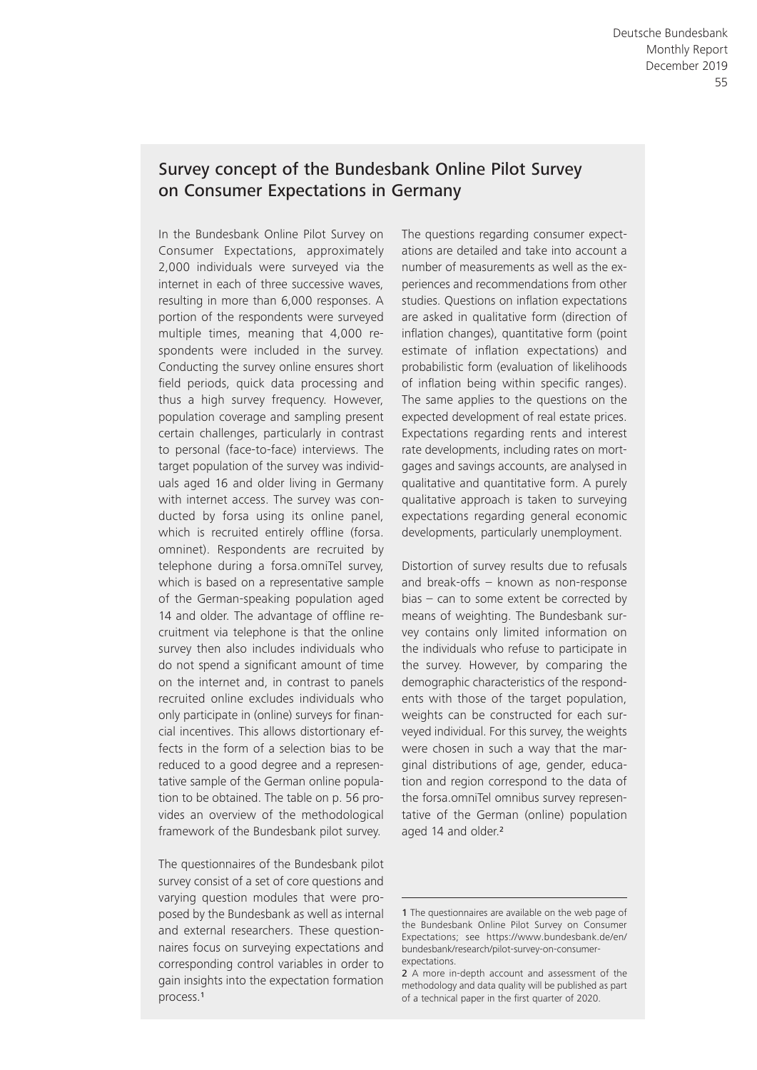## Survey concept of the Bundesbank Online Pilot Survey on Consumer Expectations in Germany

In the Bundesbank Online Pilot Survey on Consumer Expectations, approximately 2,000 individuals were surveyed via the internet in each of three successive waves, resulting in more than 6,000 responses. A portion of the respondents were surveyed multiple times, meaning that 4,000 respondents were included in the survey. Conducting the survey online ensures short field periods, quick data processing and thus a high survey frequency. However, population coverage and sampling present certain challenges, particularly in contrast to personal (face-to-face) interviews. The target population of the survey was individuals aged 16 and older living in Germany with internet access. The survey was conducted by forsa using its online panel, which is recruited entirely offline (forsa.omninet). Respondents are recruited by telephone during a forsa.omniTel survey, which is based on a representative sample of the German-speaking population aged 14 and older. The advantage of offline recruitment via telephone is that the online survey then also includes individuals who do not spend a significant amount of time on the internet and, in contrast to panels recruited online excludes individuals who only participate in (online) surveys for financial incentives. This allows distortionary effects in the form of a selection bias to be reduced to a good degree and a representative sample of the German online population to be obtained. The table on p. 56 provides an overview of the methodological framework of the Bundesbank pilot survey.

The questionnaires of the Bundesbank pilot survey consist of a set of core questions and varying question modules that were proposed by the Bundesbank as well as internal and external researchers. These questionnaires focus on surveying expectations and corresponding control variables in order to gain insights into the expectation formation process.[1]

The questions regarding consumer expectations are detailed and take into account a number of measurements as well as the experiences and recommendations from other studies. Questions on inflation expectations are asked in qualitative form (direction of inflation changes), quantitative form (point estimate of inflation expectations) and probabilistic form (evaluation of likelihoods of inflation being within specific ranges). The same applies to the questions on the expected development of real estate prices. Expectations regarding rents and interest rate developments, including rates on mortgages and savings accounts, are analysed in qualitative and quantitative form. A purely qualitative approach is taken to surveying expectations regarding general economic developments, particularly unemployment.

Distortion of survey results due to refusals and break-offs – known as non-response bias – can to some extent be corrected by means of weighting. The Bundesbank survey contains only limited information on the individuals who refuse to participate in the survey. However, by comparing the demographic characteristics of the respondents with those of the target population, weights can be constructed for each surveyed individual. For this survey, the weights were chosen in such a way that the marginal distributions of age, gender, education and region correspond to the data of the forsa.omniTel omnibus survey representative of the German (online) population aged 14 and older.[2]

---

1 The questionnaires are available on the web page of the Bundesbank Online Pilot Survey on Consumer Expectations; see https://www.bundesbank.de/en/bundesbank/research/pilot-survey-on-consumer-expectations.

2 A more in-depth account and assessment of the methodology and data quality will be published as part of a technical paper in the first quarter of 2020.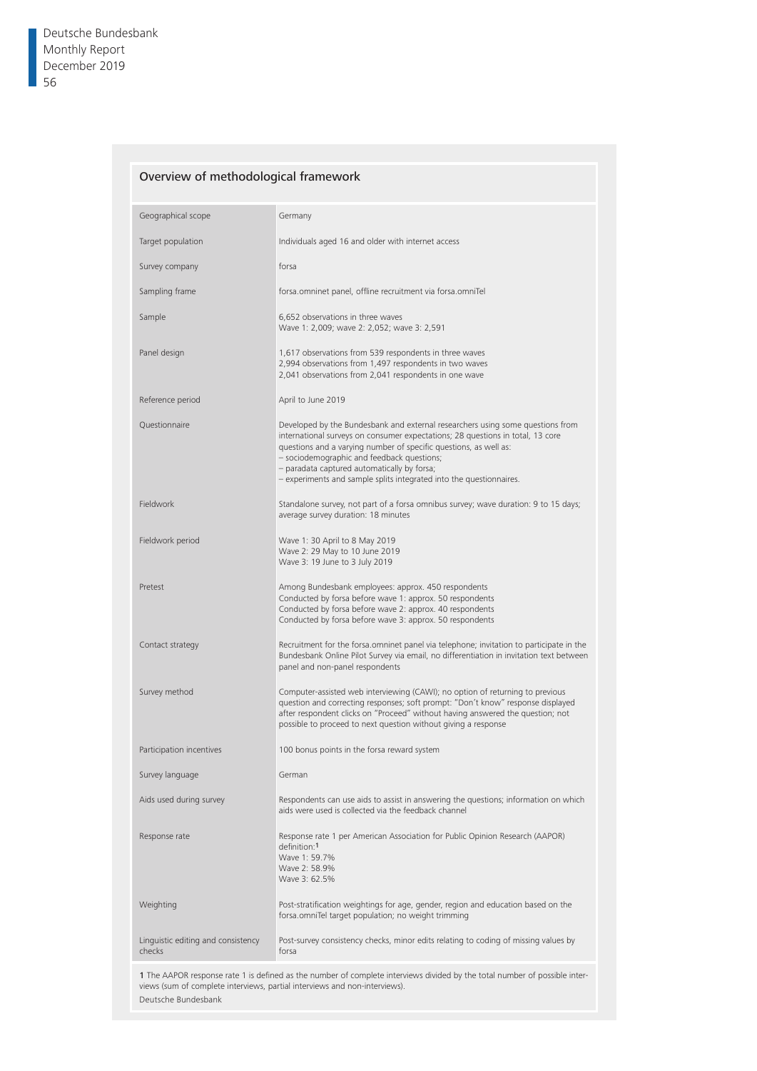## Overview of methodological framework

| | |
|---|---|
| Geographical scope | Germany |
| Target population | Individuals aged 16 and older with internet access |
| Survey company | forsa |
| Sampling frame | forsa.omninet panel, offline recruitment via forsa.omniTel |
| Sample | 6,652 observations in three waves<br>Wave 1: 2,009; wave 2: 2,052; wave 3: 2,591 |
| Panel design | 1,617 observations from 539 respondents in three waves<br>2,994 observations from 1,497 respondents in two waves<br>2,041 observations from 2,041 respondents in one wave |
| Reference period | April to June 2019 |
| Questionnaire | Developed by the Bundesbank and external researchers using some questions from international surveys on consumer expectations; 28 questions in total, 13 core questions and a varying number of specific questions, as well as:<br>– sociodemographic and feedback questions;<br>– paradata captured automatically by forsa;<br>– experiments and sample splits integrated into the questionnaires. |
| Fieldwork | Standalone survey, not part of a forsa omnibus survey; wave duration: 9 to 15 days; average survey duration: 18 minutes |
| Fieldwork period | Wave 1: 30 April to 8 May 2019<br>Wave 2: 29 May to 10 June 2019<br>Wave 3: 19 June to 3 July 2019 |
| Pretest | Among Bundesbank employees: approx. 450 respondents<br>Conducted by forsa before wave 1: approx. 50 respondents<br>Conducted by forsa before wave 2: approx. 40 respondents<br>Conducted by forsa before wave 3: approx. 50 respondents |
| Contact strategy | Recruitment for the forsa.omninet panel via telephone; invitation to participate in the Bundesbank Online Pilot Survey via email, no differentiation in invitation text between panel and non-panel respondents |
| Survey method | Computer-assisted web interviewing (CAWI); no option of returning to previous question and correcting responses; soft prompt: "Don't know" response displayed after respondent clicks on "Proceed" without having answered the question; not possible to proceed to next question without giving a response |
| Participation incentives | 100 bonus points in the forsa reward system |
| Survey language | German |
| Aids used during survey | Respondents can use aids to assist in answering the questions; information on which aids were used is collected via the feedback channel |
| Response rate | Response rate 1 per American Association for Public Opinion Research (AAPOR) definition:[1]<br>Wave 1: 59.7%<br>Wave 2: 58.9%<br>Wave 3: 62.5% |
| Weighting | Post-stratification weightings for age, gender, region and education based on the forsa.omniTel target population; no weight trimming |
| Linguistic editing and consistency checks | Post-survey consistency checks, minor edits relating to coding of missing values by forsa |

1 The AAPOR response rate 1 is defined as the number of complete interviews divided by the total number of possible interviews (sum of complete interviews, partial interviews and non-interviews).

Deutsche Bundesbank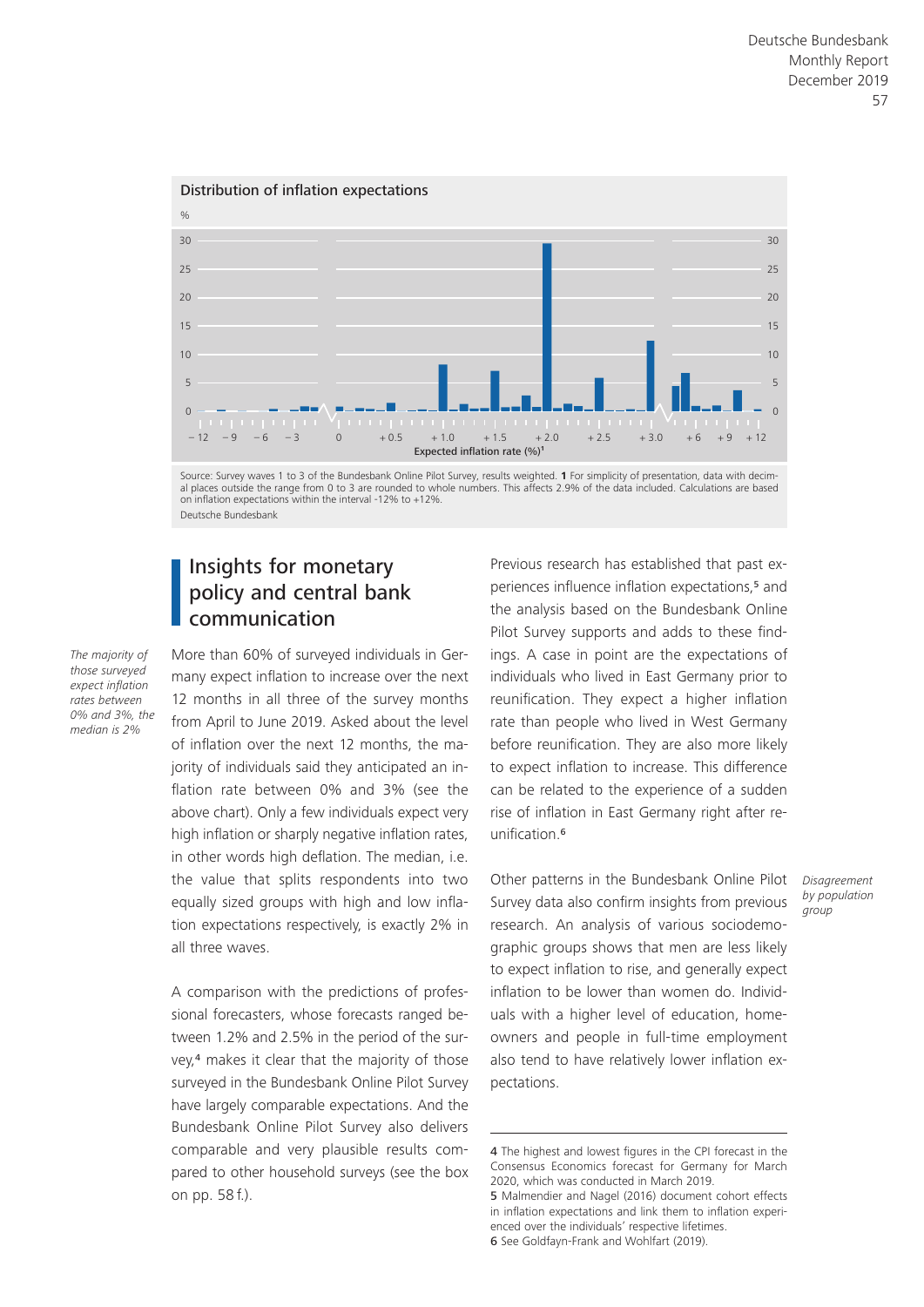Distribution of inflation expectations

Source: Survey waves 1 to 3 of the Bundesbank Online Pilot Survey, results weighted. **1** For simplicity of presentation, data with decimal places outside the range from 0 to 3 are rounded to whole numbers. This affects 2.9% of the data included. Calculations are based on inflation expectations within the interval -12% to +12%.

Deutsche Bundesbank

## Insights for monetary policy and central bank communication

*The majority of those surveyed expect inflation rates between 0% and 3%, the median is 2%*

More than 60% of surveyed individuals in Germany expect inflation to increase over the next 12 months in all three of the survey months from April to June 2019. Asked about the level of inflation over the next 12 months, the majority of individuals said they anticipated an inflation rate between 0% and 3% (see the above chart). Only a few individuals expect very high inflation or sharply negative inflation rates, in other words high deflation. The median, i.e. the value that splits respondents into two equally sized groups with high and low inflation expectations respectively, is exactly 2% in all three waves.

A comparison with the predictions of professional forecasters, whose forecasts ranged between 1.2% and 2.5% in the period of the survey,[4] makes it clear that the majority of those surveyed in the Bundesbank Online Pilot Survey have largely comparable expectations. And the Bundesbank Online Pilot Survey also delivers comparable and very plausible results compared to other household surveys (see the box on pp. 58 f.).

Previous research has established that past experiences influence inflation expectations,[5] and the analysis based on the Bundesbank Online Pilot Survey supports and adds to these findings. A case in point are the expectations of individuals who lived in East Germany prior to reunification. They expect a higher inflation rate than people who lived in West Germany before reunification. They are also more likely to expect inflation to increase. This difference can be related to the experience of a sudden rise of inflation in East Germany right after reunification.[6]

*Disagreement by population group*

Other patterns in the Bundesbank Online Pilot Survey data also confirm insights from previous research. An analysis of various sociodemographic groups shows that men are less likely to expect inflation to rise, and generally expect inflation to be lower than women do. Individuals with a higher level of education, homeowners and people in full-time employment also tend to have relatively lower inflation expectations.

---

4 The highest and lowest figures in the CPI forecast in the Consensus Economics forecast for Germany for March 2020, which was conducted in March 2019.

5 Malmendier and Nagel (2016) document cohort effects in inflation expectations and link them to inflation experienced over the individuals' respective lifetimes.

6 See Goldfayn-Frank and Wohlfart (2019).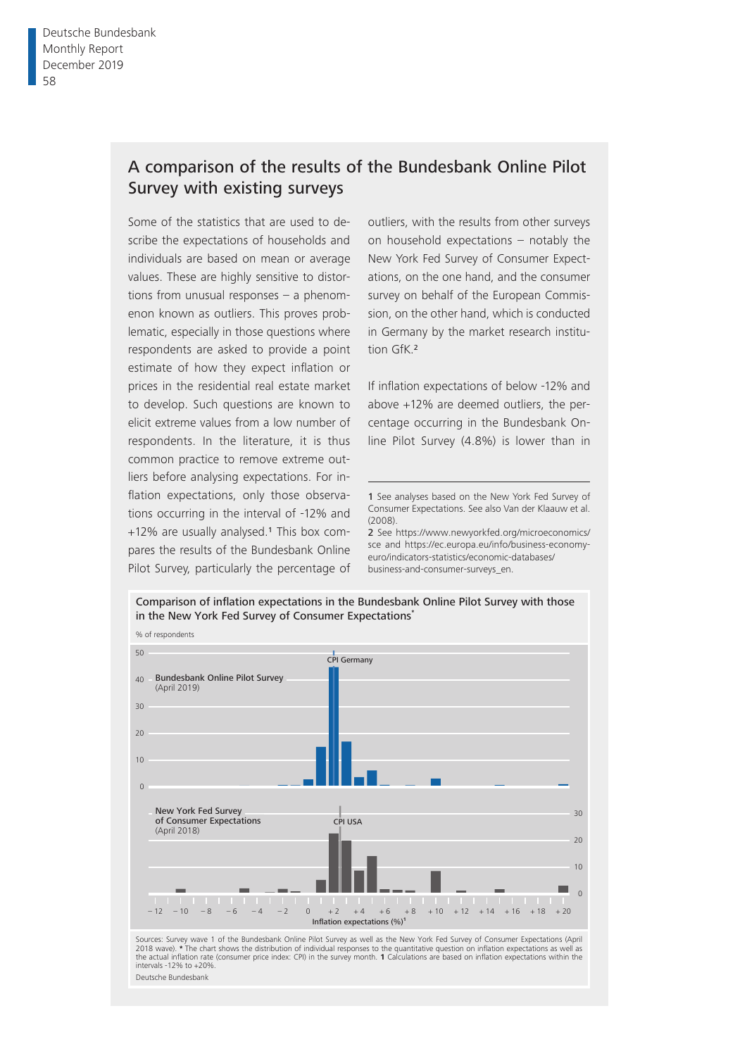## A comparison of the results of the Bundesbank Online Pilot Survey with existing surveys

Some of the statistics that are used to describe the expectations of households and individuals are based on mean or average values. These are highly sensitive to distortions from unusual responses – a phenomenon known as outliers. This proves problematic, especially in those questions where respondents are asked to provide a point estimate of how they expect inflation or prices in the residential real estate market to develop. Such questions are known to elicit extreme values from a low number of respondents. In the literature, it is thus common practice to remove extreme outliers before analysing expectations. For inflation expectations, only those observations occurring in the interval of -12% and +12% are usually analysed.[1] This box compares the results of the Bundesbank Online Pilot Survey, particularly the percentage of outliers, with the results from other surveys on household expectations – notably the New York Fed Survey of Consumer Expectations, on the one hand, and the consumer survey on behalf of the European Commission, on the other hand, which is conducted in Germany by the market research institution GfK.[2]

If inflation expectations of below -12% and above +12% are deemed outliers, the percentage occurring in the Bundesbank Online Pilot Survey (4.8%) is lower than in

1 See analyses based on the New York Fed Survey of Consumer Expectations. See also Van der Klaauw et al. (2008).

2 See https://www.newyorkfed.org/microeconomics/sce and https://ec.europa.eu/info/business-economy-euro/indicators-statistics/economic-databases/business-and-consumer-surveys_en.

**Comparison of inflation expectations in the Bundesbank Online Pilot Survey with those in the New York Fed Survey of Consumer Expectations***

Sources: Survey wave 1 of the Bundesbank Online Pilot Survey as well as the New York Fed Survey of Consumer Expectations (April 2018 wave). * The chart shows the distribution of individual responses to the quantitative question on inflation expectations as well as the actual inflation rate (consumer price index: CPI) in the survey month. 1 Calculations are based on inflation expectations within the intervals -12% to +20%.

Deutsche Bundesbank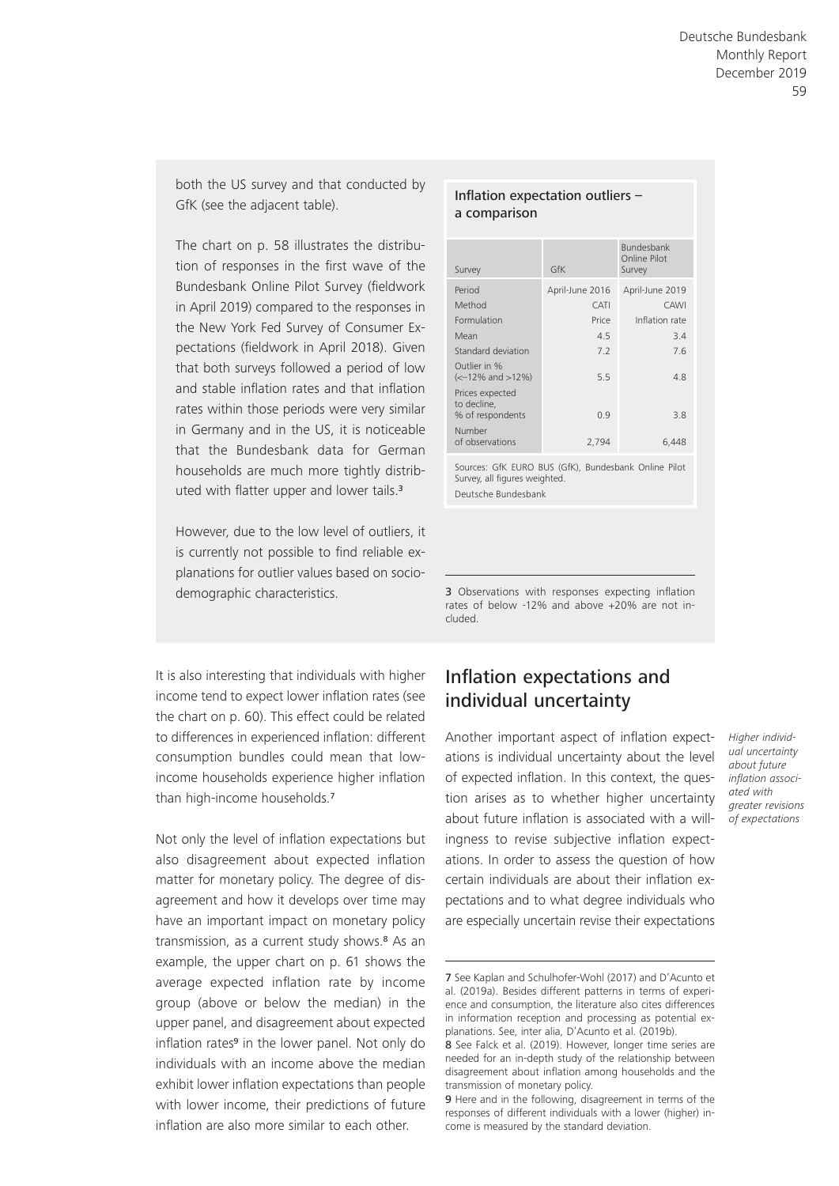both the US survey and that conducted by GfK (see the adjacent table).

The chart on p. 58 illustrates the distribution of responses in the first wave of the Bundesbank Online Pilot Survey (fieldwork in April 2019) compared to the responses in the New York Fed Survey of Consumer Expectations (fieldwork in April 2018). Given that both surveys followed a period of low and stable inflation rates and that inflation rates within those periods were very similar in Germany and in the US, it is noticeable that the Bundesbank data for German households are much more tightly distributed with flatter upper and lower tails.[3]

However, due to the low level of outliers, it is currently not possible to find reliable explanations for outlier values based on sociodemographic characteristics.

**Inflation expectation outliers – a comparison**

| Survey | GfK | Bundesbank Online Pilot Survey |
|---|---|---|
| Period | April-June 2016 | April-June 2019 |
| Method | CATI | CAWI |
| Formulation | Price | Inflation rate |
| Mean | 4.5 | 3.4 |
| Standard deviation | 7.2 | 7.6 |
| Outlier in % (<–12% and >12%) | 5.5 | 4.8 |
| Prices expected to decline, % of respondents | 0.9 | 3.8 |
| Number of observations | 2,794 | 6,448 |

Sources: GfK EURO BUS (GfK), Bundesbank Online Pilot Survey, all figures weighted.
Deutsche Bundesbank

3 Observations with responses expecting inflation rates of below -12% and above +20% are not included.

It is also interesting that individuals with higher income tend to expect lower inflation rates (see the chart on p. 60). This effect could be related to differences in experienced inflation: different consumption bundles could mean that low-income households experience higher inflation than high-income households.[7]

Not only the level of inflation expectations but also disagreement about expected inflation matter for monetary policy. The degree of disagreement and how it develops over time may have an important impact on monetary policy transmission, as a current study shows.[8] As an example, the upper chart on p. 61 shows the average expected inflation rate by income group (above or below the median) in the upper panel, and disagreement about expected inflation rates[9] in the lower panel. Not only do individuals with an income above the median exhibit lower inflation expectations than people with lower income, their predictions of future inflation are also more similar to each other.

## Inflation expectations and individual uncertainty

*Higher individual uncertainty about future inflation associated with greater revisions of expectations*

Another important aspect of inflation expectations is individual uncertainty about the level of expected inflation. In this context, the question arises as to whether higher uncertainty about future inflation is associated with a willingness to revise subjective inflation expectations. In order to assess the question of how certain individuals are about their inflation expectations and to what degree individuals who are especially uncertain revise their expectations

7 See Kaplan and Schulhofer-Wohl (2017) and D'Acunto et al. (2019a). Besides different patterns in terms of experience and consumption, the literature also cites differences in information reception and processing as potential explanations. See, inter alia, D'Acunto et al. (2019b).

8 See Falck et al. (2019). However, longer time series are needed for an in-depth study of the relationship between disagreement about inflation among households and the transmission of monetary policy.

9 Here and in the following, disagreement in terms of the responses of different individuals with a lower (higher) income is measured by the standard deviation.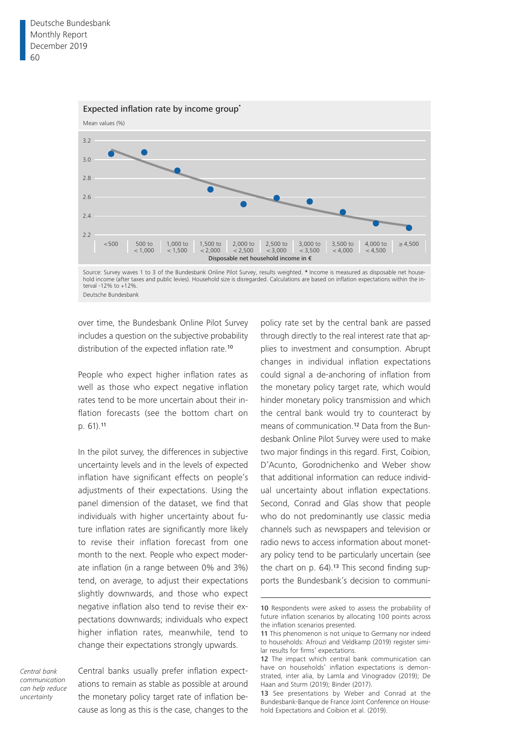**Expected inflation rate by income group***

Mean values (%)

Source: Survey waves 1 to 3 of the Bundesbank Online Pilot Survey, results weighted. * Income is measured as disposable net household income (after taxes and public levies). Household size is disregarded. Calculations are based on inflation expectations within the interval -12% to +12%.

Deutsche Bundesbank

over time, the Bundesbank Online Pilot Survey includes a question on the subjective probability distribution of the expected inflation rate.[10]

People who expect higher inflation rates as well as those who expect negative inflation rates tend to be more uncertain about their inflation forecasts (see the bottom chart on p. 61).[11]

In the pilot survey, the differences in subjective uncertainty levels and in the levels of expected inflation have significant effects on people's adjustments of their expectations. Using the panel dimension of the dataset, we find that individuals with higher uncertainty about future inflation rates are significantly more likely to revise their inflation forecast from one month to the next. People who expect moderate inflation (in a range between 0% and 3%) tend, on average, to adjust their expectations slightly downwards, and those who expect negative inflation also tend to revise their expectations downwards; individuals who expect higher inflation rates, meanwhile, tend to change their expectations strongly upwards.

*Central bank communication can help reduce uncertainty*

Central banks usually prefer inflation expectations to remain as stable as possible at around the monetary policy target rate of inflation because as long as this is the case, changes to the policy rate set by the central bank are passed through directly to the real interest rate that applies to investment and consumption. Abrupt changes in individual inflation expectations could signal a de-anchoring of inflation from the monetary policy target rate, which would hinder monetary policy transmission and which the central bank would try to counteract by means of communication.[12] Data from the Bundesbank Online Pilot Survey were used to make two major findings in this regard. First, Coibion, D'Acunto, Gorodnichenko and Weber show that additional information can reduce individual uncertainty about inflation expectations. Second, Conrad and Glas show that people who do not predominantly use classic media channels such as newspapers and television or radio news to access information about monetary policy tend to be particularly uncertain (see the chart on p. 64).[13] This second finding supports the Bundesbank's decision to communi-

---

10 Respondents were asked to assess the probability of future inflation scenarios by allocating 100 points across the inflation scenarios presented.

11 This phenomenon is not unique to Germany nor indeed to households: Afrouzi and Veldkamp (2019) register similar results for firms' expectations.

12 The impact which central bank communication can have on households' inflation expectations is demonstrated, inter alia, by Lamla and Vinogradov (2019); De Haan and Sturm (2019); Binder (2017).

13 See presentations by Weber and Conrad at the Bundesbank-Banque de France Joint Conference on Household Expectations and Coibion et al. (2019).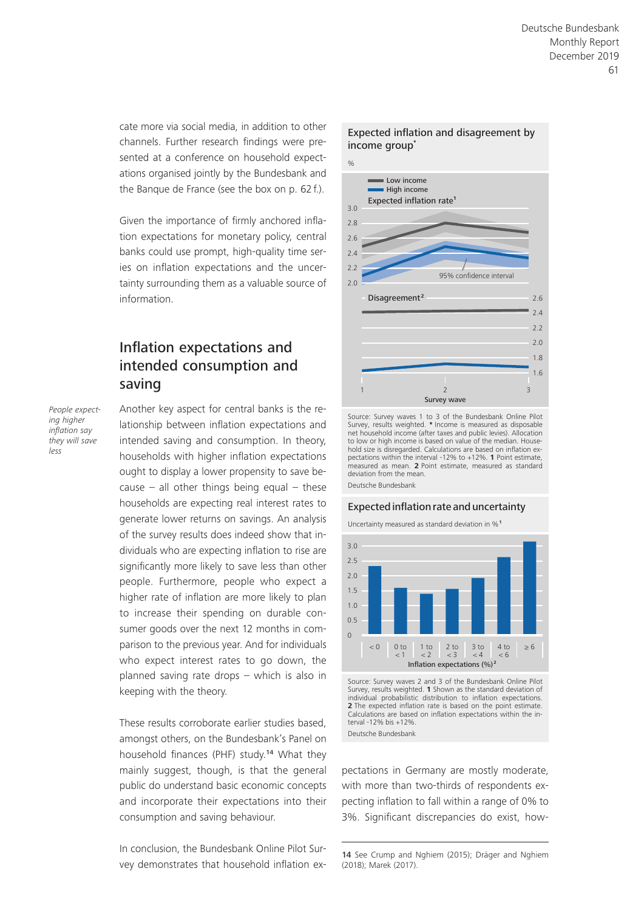cate more via social media, in addition to other channels. Further research findings were presented at a conference on household expectations organised jointly by the Bundesbank and the Banque de France (see the box on p. 62 f.).

Given the importance of firmly anchored inflation expectations for monetary policy, central banks could use prompt, high-quality time series on inflation expectations and the uncertainty surrounding them as a valuable source of information.

## Inflation expectations and intended consumption and saving

*People expecting higher inflation say they will save less*

Another key aspect for central banks is the relationship between inflation expectations and intended saving and consumption. In theory, households with higher inflation expectations ought to display a lower propensity to save because – all other things being equal – these households are expecting real interest rates to generate lower returns on savings. An analysis of the survey results does indeed show that individuals who are expecting inflation to rise are significantly more likely to save less than other people. Furthermore, people who expect a higher rate of inflation are more likely to plan to increase their spending on durable consumer goods over the next 12 months in comparison to the previous year. And for individuals who expect interest rates to go down, the planned saving rate drops – which is also in keeping with the theory.

These results corroborate earlier studies based, amongst others, on the Bundesbank's Panel on household finances (PHF) study.[14] What they mainly suggest, though, is that the general public do understand basic economic concepts and incorporate their expectations into their consumption and saving behaviour.

In conclusion, the Bundesbank Online Pilot Survey demonstrates that household inflation expectations in Germany are mostly moderate, with more than two-thirds of respondents expecting inflation to fall within a range of 0% to 3%. Significant discrepancies do exist, how-

**Expected inflation and disagreement by income group***

%

Expected inflation rate[1] — Low income, High income; 95% confidence interval

Disagreement[2]

Survey wave: 1, 2, 3

Source: Survey waves 1 to 3 of the Bundesbank Online Pilot Survey, results weighted. * Income is measured as disposable net household income (after taxes and public levies). Allocation to low or high income is based on value of the median. Household size is disregarded. Calculations are based on inflation expectations within the interval -12% to +12%. **1** Point estimate, measured as mean. **2** Point estimate, measured as standard deviation from the mean.

Deutsche Bundesbank

**Expected inflation rate and uncertainty**

Uncertainty measured as standard deviation in %[1]

Inflation expectations (%)[2]: < 0; 0 to < 1; 1 to < 2; 2 to < 3; 3 to < 4; 4 to < 6; ≥ 6

Source: Survey waves 2 and 3 of the Bundesbank Online Pilot Survey, results weighted. **1** Shown as the standard deviation of individual probabilistic distribution to inflation expectations. **2** The expected inflation rate is based on the point estimate. Calculations are based on inflation expectations within the interval -12% bis +12%.

Deutsche Bundesbank

---

14 See Crump and Nghiem (2015); Dräger and Nghiem (2018); Marek (2017).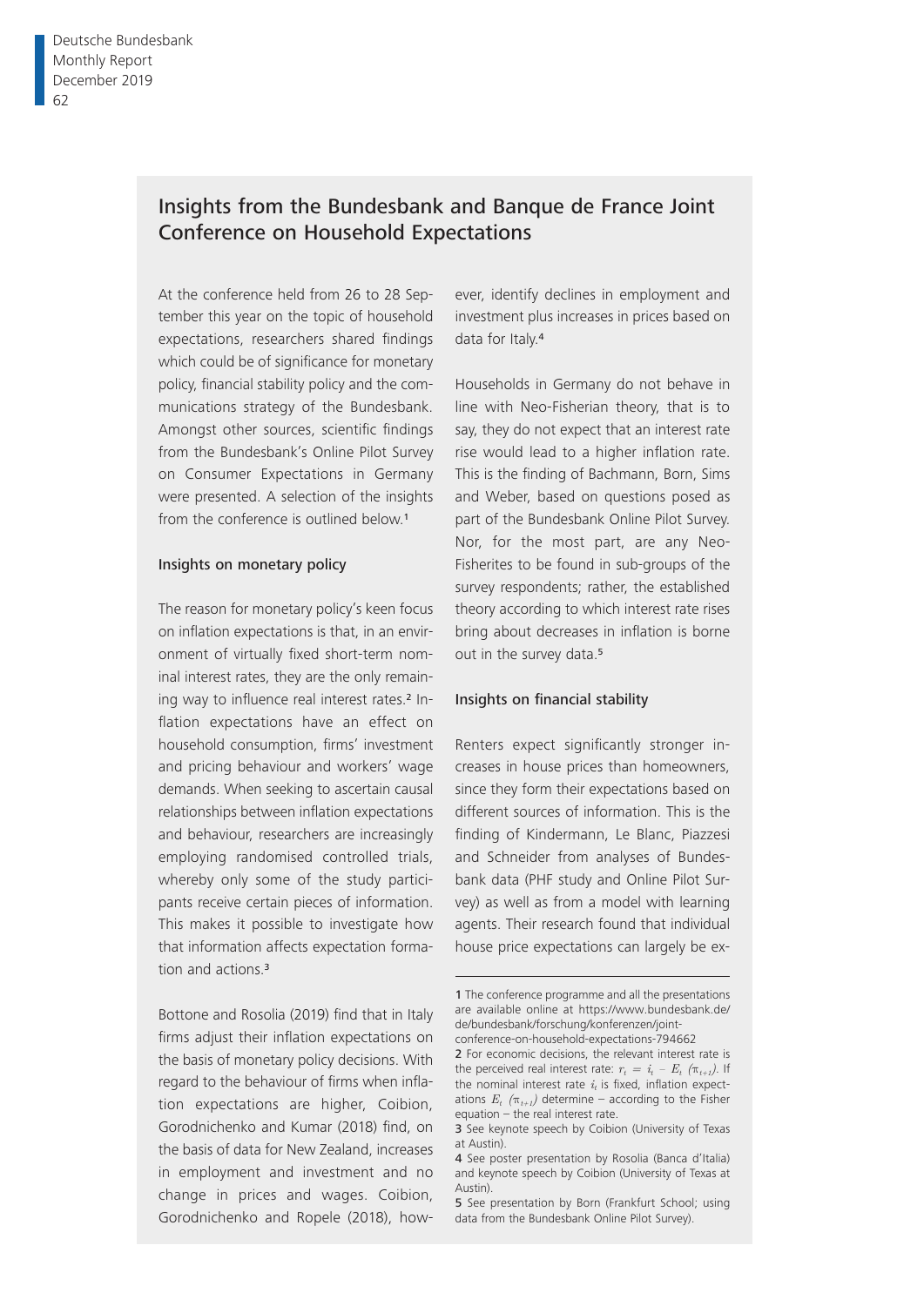## Insights from the Bundesbank and Banque de France Joint Conference on Household Expectations

At the conference held from 26 to 28 September this year on the topic of household expectations, researchers shared findings which could be of significance for monetary policy, financial stability policy and the communications strategy of the Bundesbank. Amongst other sources, scientific findings from the Bundesbank's Online Pilot Survey on Consumer Expectations in Germany were presented. A selection of the insights from the conference is outlined below.[1]

### Insights on monetary policy

The reason for monetary policy's keen focus on inflation expectations is that, in an environment of virtually fixed short-term nominal interest rates, they are the only remaining way to influence real interest rates.[2] Inflation expectations have an effect on household consumption, firms' investment and pricing behaviour and workers' wage demands. When seeking to ascertain causal relationships between inflation expectations and behaviour, researchers are increasingly employing randomised controlled trials, whereby only some of the study participants receive certain pieces of information. This makes it possible to investigate how that information affects expectation formation and actions.[3]

Bottone and Rosolia (2019) find that in Italy firms adjust their inflation expectations on the basis of monetary policy decisions. With regard to the behaviour of firms when inflation expectations are higher, Coibion, Gorodnichenko and Kumar (2018) find, on the basis of data for New Zealand, increases in employment and investment and no change in prices and wages. Coibion, Gorodnichenko and Ropele (2018), however, identify declines in employment and investment plus increases in prices based on data for Italy.[4]

Households in Germany do not behave in line with Neo-Fisherian theory, that is to say, they do not expect that an interest rate rise would lead to a higher inflation rate. This is the finding of Bachmann, Born, Sims and Weber, based on questions posed as part of the Bundesbank Online Pilot Survey. Nor, for the most part, are any Neo-Fisherites to be found in sub-groups of the survey respondents; rather, the established theory according to which interest rate rises bring about decreases in inflation is borne out in the survey data.[5]

### Insights on financial stability

Renters expect significantly stronger increases in house prices than homeowners, since they form their expectations based on different sources of information. This is the finding of Kindermann, Le Blanc, Piazzesi and Schneider from analyses of Bundesbank data (PHF study and Online Pilot Survey) as well as from a model with learning agents. Their research found that individual house price expectations can largely be ex-

---

1 The conference programme and all the presentations are available online at https://www.bundesbank.de/de/bundesbank/forschung/konferenzen/joint-conference-on-household-expectations-794662

2 For economic decisions, the relevant interest rate is the perceived real interest rate: $r_t = i_t - E_t\ (\pi_{t+1})$. If the nominal interest rate $i_t$ is fixed, inflation expectations $E_t\ (\pi_{t+1})$ determine – according to the Fisher equation – the real interest rate.

3 See keynote speech by Coibion (University of Texas at Austin).

4 See poster presentation by Rosolia (Banca d'Italia) and keynote speech by Coibion (University of Texas at Austin).

5 See presentation by Born (Frankfurt School; using data from the Bundesbank Online Pilot Survey).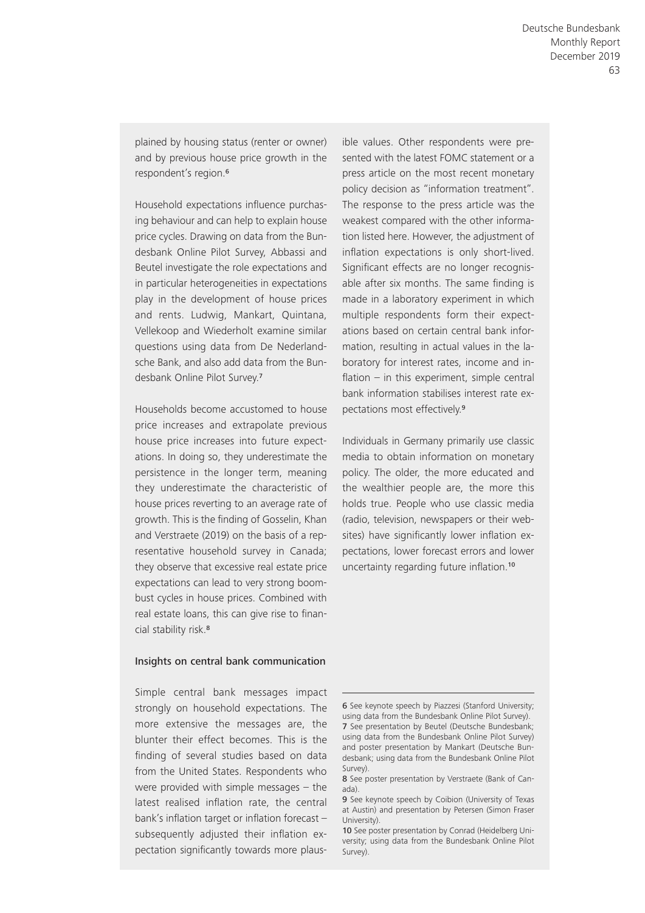plained by housing status (renter or owner) and by previous house price growth in the respondent's region.[6]

Household expectations influence purchasing behaviour and can help to explain house price cycles. Drawing on data from the Bundesbank Online Pilot Survey, Abbassi and Beutel investigate the role expectations and in particular heterogeneities in expectations play in the development of house prices and rents. Ludwig, Mankart, Quintana, Vellekoop and Wiederholt examine similar questions using data from De Nederlandsche Bank, and also add data from the Bundesbank Online Pilot Survey.[7]

Households become accustomed to house price increases and extrapolate previous house price increases into future expectations. In doing so, they underestimate the persistence in the longer term, meaning they underestimate the characteristic of house prices reverting to an average rate of growth. This is the finding of Gosselin, Khan and Verstraete (2019) on the basis of a representative household survey in Canada; they observe that excessive real estate price expectations can lead to very strong boom-bust cycles in house prices. Combined with real estate loans, this can give rise to financial stability risk.[8]

### Insights on central bank communication

Simple central bank messages impact strongly on household expectations. The more extensive the messages are, the blunter their effect becomes. This is the finding of several studies based on data from the United States. Respondents who were provided with simple messages – the latest realised inflation rate, the central bank's inflation target or inflation forecast – subsequently adjusted their inflation expectation significantly towards more plausible values. Other respondents were presented with the latest FOMC statement or a press article on the most recent monetary policy decision as "information treatment". The response to the press article was the weakest compared with the other information listed here. However, the adjustment of inflation expectations is only short-lived. Significant effects are no longer recognisable after six months. The same finding is made in a laboratory experiment in which multiple respondents form their expectations based on certain central bank information, resulting in actual values in the laboratory for interest rates, income and inflation – in this experiment, simple central bank information stabilises interest rate expectations most effectively.[9]

Individuals in Germany primarily use classic media to obtain information on monetary policy. The older, the more educated and the wealthier people are, the more this holds true. People who use classic media (radio, television, newspapers or their websites) have significantly lower inflation expectations, lower forecast errors and lower uncertainty regarding future inflation.[10]

---

6 See keynote speech by Piazzesi (Stanford University; using data from the Bundesbank Online Pilot Survey).
7 See presentation by Beutel (Deutsche Bundesbank; using data from the Bundesbank Online Pilot Survey) and poster presentation by Mankart (Deutsche Bundesbank; using data from the Bundesbank Online Pilot Survey).
8 See poster presentation by Verstraete (Bank of Canada).
9 See keynote speech by Coibion (University of Texas at Austin) and presentation by Petersen (Simon Fraser University).
10 See poster presentation by Conrad (Heidelberg University; using data from the Bundesbank Online Pilot Survey).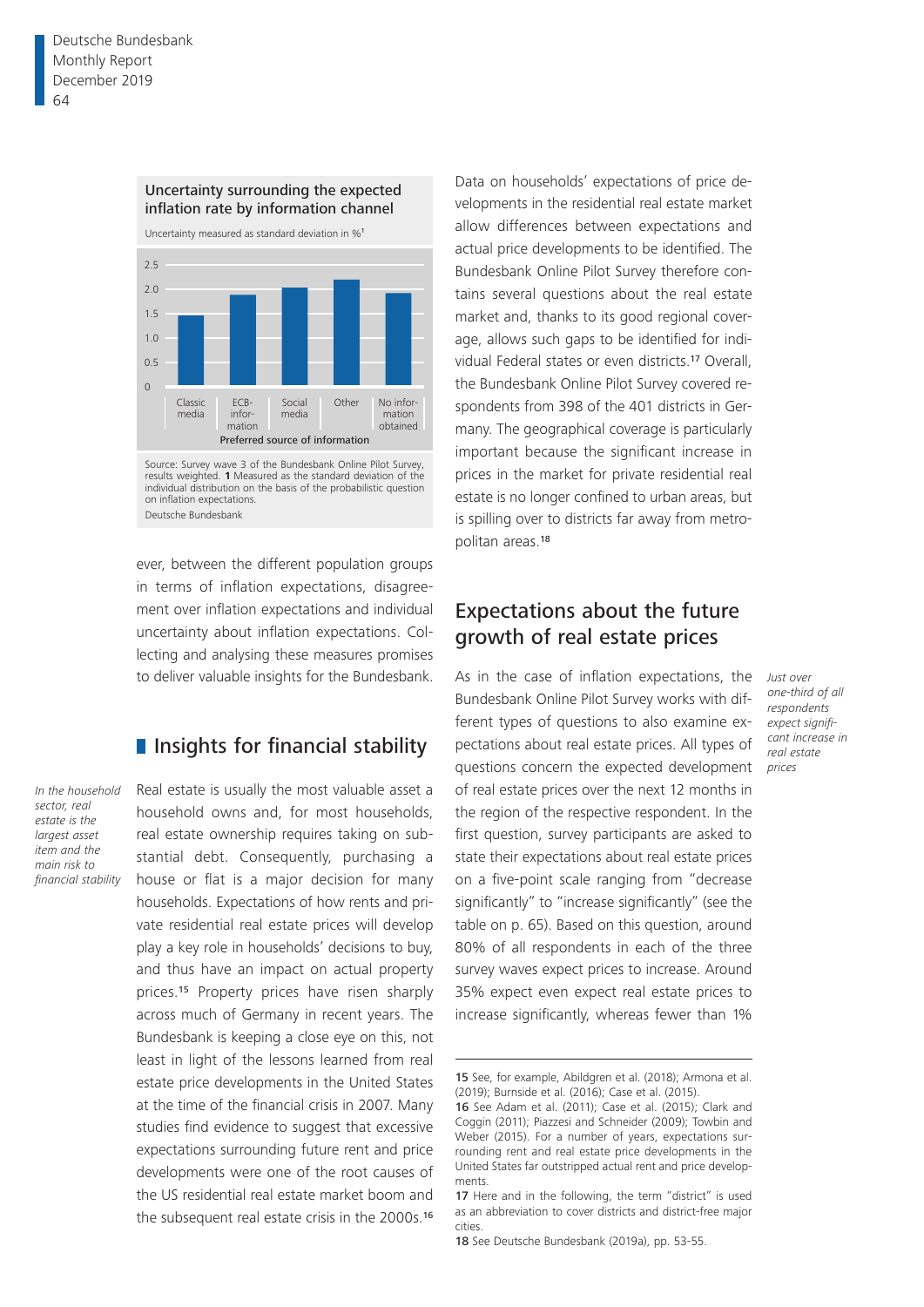**Uncertainty surrounding the expected inflation rate by information channel**

Uncertainty measured as standard deviation in %[1]

| Preferred source of information | Uncertainty |
|---|---|
| Classic media | ~1.45 |
| ECB-information | ~1.85 |
| Social media | ~2.0 |
| Other | ~2.15 |
| No information obtained | ~1.9 |

Source: Survey wave 3 of the Bundesbank Online Pilot Survey, results weighted. **1** Measured as the standard deviation of the individual distribution on the basis of the probabilistic question on inflation expectations.
Deutsche Bundesbank

ever, between the different population groups in terms of inflation expectations, disagreement over inflation expectations and individual uncertainty about inflation expectations. Collecting and analysing these measures promises to deliver valuable insights for the Bundesbank.

## Insights for financial stability

*In the household sector, real estate is the largest asset item and the main risk to financial stability*

Real estate is usually the most valuable asset a household owns and, for most households, real estate ownership requires taking on substantial debt. Consequently, purchasing a house or flat is a major decision for many households. Expectations of how rents and private residential real estate prices will develop play a key role in households' decisions to buy, and thus have an impact on actual property prices.[15] Property prices have risen sharply across much of Germany in recent years. The Bundesbank is keeping a close eye on this, not least in light of the lessons learned from real estate price developments in the United States at the time of the financial crisis in 2007. Many studies find evidence to suggest that excessive expectations surrounding future rent and price developments were one of the root causes of the US residential real estate market boom and the subsequent real estate crisis in the 2000s.[16]

Data on households' expectations of price developments in the residential real estate market allow differences between expectations and actual price developments to be identified. The Bundesbank Online Pilot Survey therefore contains several questions about the real estate market and, thanks to its good regional coverage, allows such gaps to be identified for individual Federal states or even districts.[17] Overall, the Bundesbank Online Pilot Survey covered respondents from 398 of the 401 districts in Germany. The geographical coverage is particularly important because the significant increase in prices in the market for private residential real estate is no longer confined to urban areas, but is spilling over to districts far away from metropolitan areas.[18]

## Expectations about the future growth of real estate prices

*Just over one-third of all respondents expect significant increase in real estate prices*

As in the case of inflation expectations, the Bundesbank Online Pilot Survey works with different types of questions to also examine expectations about real estate prices. All types of questions concern the expected development of real estate prices over the next 12 months in the region of the respective respondent. In the first question, survey participants are asked to state their expectations about real estate prices on a five-point scale ranging from "decrease significantly" to "increase significantly" (see the table on p. 65). Based on this question, around 80% of all respondents in each of the three survey waves expect prices to increase. Around 35% expect even expect real estate prices to increase significantly, whereas fewer than 1%

---

15 See, for example, Abildgren et al. (2018); Armona et al. (2019); Burnside et al. (2016); Case et al. (2015).
16 See Adam et al. (2011); Case et al. (2015); Clark and Coggin (2011); Piazzesi and Schneider (2009); Towbin and Weber (2015). For a number of years, expectations surrounding rent and real estate price developments in the United States far outstripped actual rent and price developments.
17 Here and in the following, the term "district" is used as an abbreviation to cover districts and district-free major cities.
18 See Deutsche Bundesbank (2019a), pp. 53-55.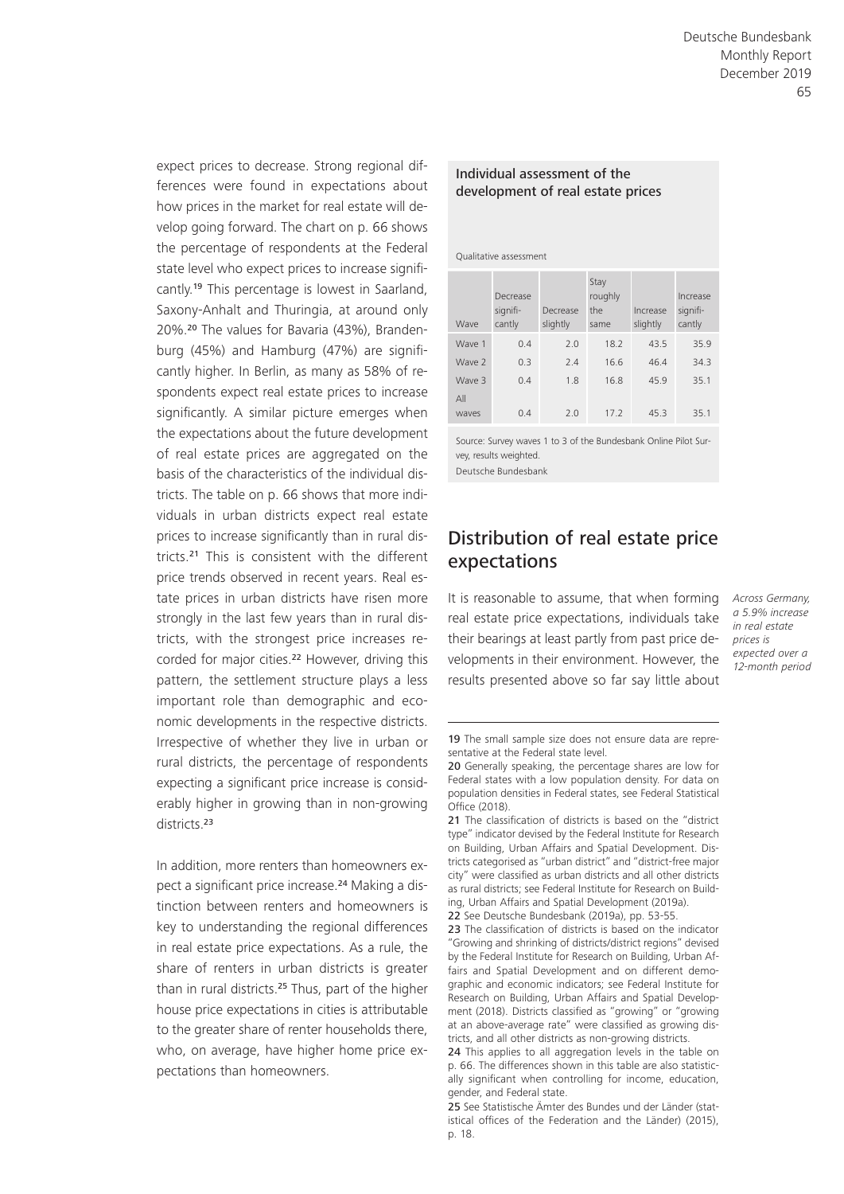expect prices to decrease. Strong regional differences were found in expectations about how prices in the market for real estate will develop going forward. The chart on p. 66 shows the percentage of respondents at the Federal state level who expect prices to increase significantly.[19] This percentage is lowest in Saarland, Saxony-Anhalt and Thuringia, at around only 20%.[20] The values for Bavaria (43%), Brandenburg (45%) and Hamburg (47%) are significantly higher. In Berlin, as many as 58% of respondents expect real estate prices to increase significantly. A similar picture emerges when the expectations about the future development of real estate prices are aggregated on the basis of the characteristics of the individual districts. The table on p. 66 shows that more individuals in urban districts expect real estate prices to increase significantly than in rural districts.[21] This is consistent with the different price trends observed in recent years. Real estate prices in urban districts have risen more strongly in the last few years than in rural districts, with the strongest price increases recorded for major cities.[22] However, driving this pattern, the settlement structure plays a less important role than demographic and economic developments in the respective districts. Irrespective of whether they live in urban or rural districts, the percentage of respondents expecting a significant price increase is considerably higher in growing than in non-growing districts.[23]

In addition, more renters than homeowners expect a significant price increase.[24] Making a distinction between renters and homeowners is key to understanding the regional differences in real estate price expectations. As a rule, the share of renters in urban districts is greater than in rural districts.[25] Thus, part of the higher house price expectations in cities is attributable to the greater share of renter households there, who, on average, have higher home price expectations than homeowners.

**Individual assessment of the development of real estate prices**

Qualitative assessment

| Wave | Decrease significantly | Decrease slightly | Stay roughly the same | Increase slightly | Increase significantly |
|---|---|---|---|---|---|
| Wave 1 | 0.4 | 2.0 | 18.2 | 43.5 | 35.9 |
| Wave 2 | 0.3 | 2.4 | 16.6 | 46.4 | 34.3 |
| Wave 3 | 0.4 | 1.8 | 16.8 | 45.9 | 35.1 |
| All waves | 0.4 | 2.0 | 17.2 | 45.3 | 35.1 |

Source: Survey waves 1 to 3 of the Bundesbank Online Pilot Survey, results weighted.
Deutsche Bundesbank

## Distribution of real estate price expectations

*Across Germany, a 5.9% increase in real estate prices is expected over a 12-month period*

It is reasonable to assume, that when forming real estate price expectations, individuals take their bearings at least partly from past price developments in their environment. However, the results presented above so far say little about

19 The small sample size does not ensure data are representative at the Federal state level.

20 Generally speaking, the percentage shares are low for Federal states with a low population density. For data on population densities in Federal states, see Federal Statistical Office (2018).

21 The classification of districts is based on the "district type" indicator devised by the Federal Institute for Research on Building, Urban Affairs and Spatial Development. Districts categorised as "urban district" and "district-free major city" were classified as urban districts and all other districts as rural districts; see Federal Institute for Research on Building, Urban Affairs and Spatial Development (2019a).

22 See Deutsche Bundesbank (2019a), pp. 53-55.

23 The classification of districts is based on the indicator "Growing and shrinking of districts/district regions" devised by the Federal Institute for Research on Building, Urban Affairs and Spatial Development and on different demographic and economic indicators; see Federal Institute for Research on Building, Urban Affairs and Spatial Development (2018). Districts classified as "growing" or "growing at an above-average rate" were classified as growing districts, and all other districts as non-growing districts.

24 This applies to all aggregation levels in the table on p. 66. The differences shown in this table are also statistically significant when controlling for income, education, gender, and Federal state.

25 See Statistische Ämter des Bundes und der Länder (statistical offices of the Federation and the Länder) (2015), p. 18.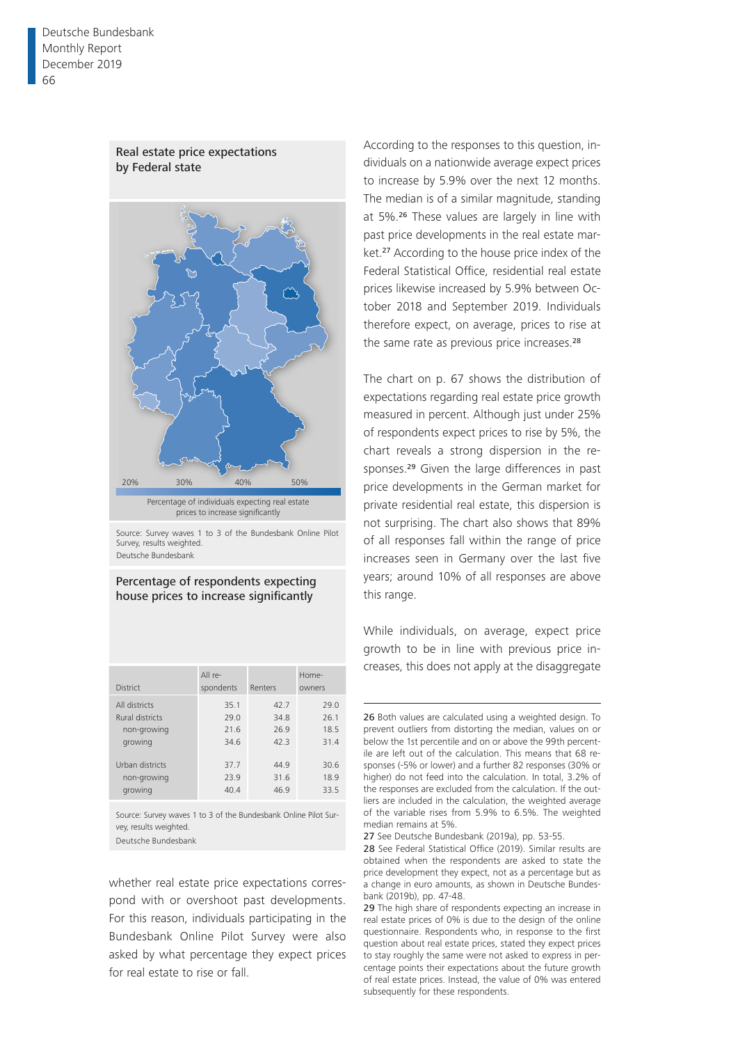### Real estate price expectations by Federal state

20% 30% 40% 50%

Percentage of individuals expecting real estate prices to increase significantly

Source: Survey waves 1 to 3 of the Bundesbank Online Pilot Survey, results weighted.
Deutsche Bundesbank

### Percentage of respondents expecting house prices to increase significantly

| District | All respondents | Renters | Homeowners |
|---|---|---|---|
| All districts | 35.1 | 42.7 | 29.0 |
| Rural districts | 29.0 | 34.8 | 26.1 |
| non-growing | 21.6 | 26.9 | 18.5 |
| growing | 34.6 | 42.3 | 31.4 |
| Urban districts | 37.7 | 44.9 | 30.6 |
| non-growing | 23.9 | 31.6 | 18.9 |
| growing | 40.4 | 46.9 | 33.5 |

Source: Survey waves 1 to 3 of the Bundesbank Online Pilot Survey, results weighted.
Deutsche Bundesbank

whether real estate price expectations correspond with or overshoot past developments. For this reason, individuals participating in the Bundesbank Online Pilot Survey were also asked by what percentage they expect prices for real estate to rise or fall.

According to the responses to this question, individuals on a nationwide average expect prices to increase by 5.9% over the next 12 months. The median is of a similar magnitude, standing at 5%.[26] These values are largely in line with past price developments in the real estate market.[27] According to the house price index of the Federal Statistical Office, residential real estate prices likewise increased by 5.9% between October 2018 and September 2019. Individuals therefore expect, on average, prices to rise at the same rate as previous price increases.[28]

The chart on p. 67 shows the distribution of expectations regarding real estate price growth measured in percent. Although just under 25% of respondents expect prices to rise by 5%, the chart reveals a strong dispersion in the responses.[29] Given the large differences in past price developments in the German market for private residential real estate, this dispersion is not surprising. The chart also shows that 89% of all responses fall within the range of price increases seen in Germany over the last five years; around 10% of all responses are above this range.

While individuals, on average, expect price growth to be in line with previous price increases, this does not apply at the disaggregate

26 Both values are calculated using a weighted design. To prevent outliers from distorting the median, values on or below the 1st percentile and on or above the 99th percentile are left out of the calculation. This means that 68 responses (-5% or lower) and a further 82 responses (30% or higher) do not feed into the calculation. In total, 3.2% of the responses are excluded from the calculation. If the outliers are included in the calculation, the weighted average of the variable rises from 5.9% to 6.5%. The weighted median remains at 5%.

27 See Deutsche Bundesbank (2019a), pp. 53-55.

28 See Federal Statistical Office (2019). Similar results are obtained when the respondents are asked to state the price development they expect, not as a percentage but as a change in euro amounts, as shown in Deutsche Bundesbank (2019b), pp. 47-48.

29 The high share of respondents expecting an increase in real estate prices of 0% is due to the design of the online questionnaire. Respondents who, in response to the first question about real estate prices, stated they expect prices to stay roughly the same were not asked to express in percentage points their expectations about the future growth of real estate prices. Instead, the value of 0% was entered subsequently for these respondents.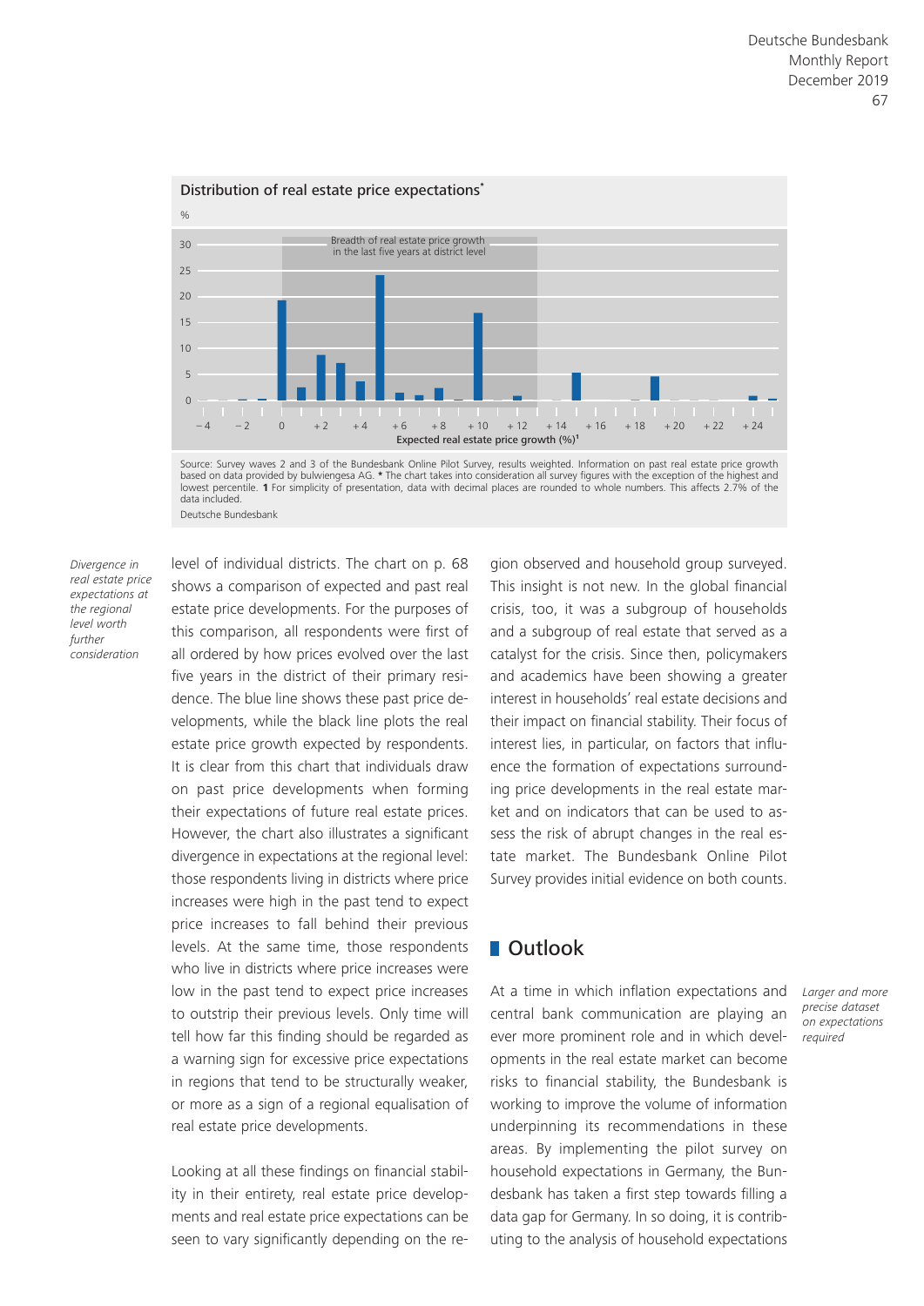**Distribution of real estate price expectations***

%

Breadth of real estate price growth in the last five years at district level

Expected real estate price growth (%)[1]

Source: Survey waves 2 and 3 of the Bundesbank Online Pilot Survey, results weighted. Information on past real estate price growth based on data provided by bulwiengesa AG. * The chart takes into consideration all survey figures with the exception of the highest and lowest percentile. **1** For simplicity of presentation, data with decimal places are rounded to whole numbers. This affects 2.7% of the data included.

Deutsche Bundesbank

*Divergence in real estate price expectations at the regional level worth further consideration*

level of individual districts. The chart on p. 68 shows a comparison of expected and past real estate price developments. For the purposes of this comparison, all respondents were first of all ordered by how prices evolved over the last five years in the district of their primary residence. The blue line shows these past price developments, while the black line plots the real estate price growth expected by respondents. It is clear from this chart that individuals draw on past price developments when forming their expectations of future real estate prices. However, the chart also illustrates a significant divergence in expectations at the regional level: those respondents living in districts where price increases were high in the past tend to expect price increases to fall behind their previous levels. At the same time, those respondents who live in districts where price increases were low in the past tend to expect price increases to outstrip their previous levels. Only time will tell how far this finding should be regarded as a warning sign for excessive price expectations in regions that tend to be structurally weaker, or more as a sign of a regional equalisation of real estate price developments.

Looking at all these findings on financial stability in their entirety, real estate price developments and real estate price expectations can be seen to vary significantly depending on the region observed and household group surveyed. This insight is not new. In the global financial crisis, too, it was a subgroup of households and a subgroup of real estate that served as a catalyst for the crisis. Since then, policymakers and academics have been showing a greater interest in households' real estate decisions and their impact on financial stability. Their focus of interest lies, in particular, on factors that influence the formation of expectations surrounding price developments in the real estate market and on indicators that can be used to assess the risk of abrupt changes in the real estate market. The Bundesbank Online Pilot Survey provides initial evidence on both counts.

## Outlook

*Larger and more precise dataset on expectations required*

At a time in which inflation expectations and central bank communication are playing an ever more prominent role and in which developments in the real estate market can become risks to financial stability, the Bundesbank is working to improve the volume of information underpinning its recommendations in these areas. By implementing the pilot survey on household expectations in Germany, the Bundesbank has taken a first step towards filling a data gap for Germany. In so doing, it is contributing to the analysis of household expectations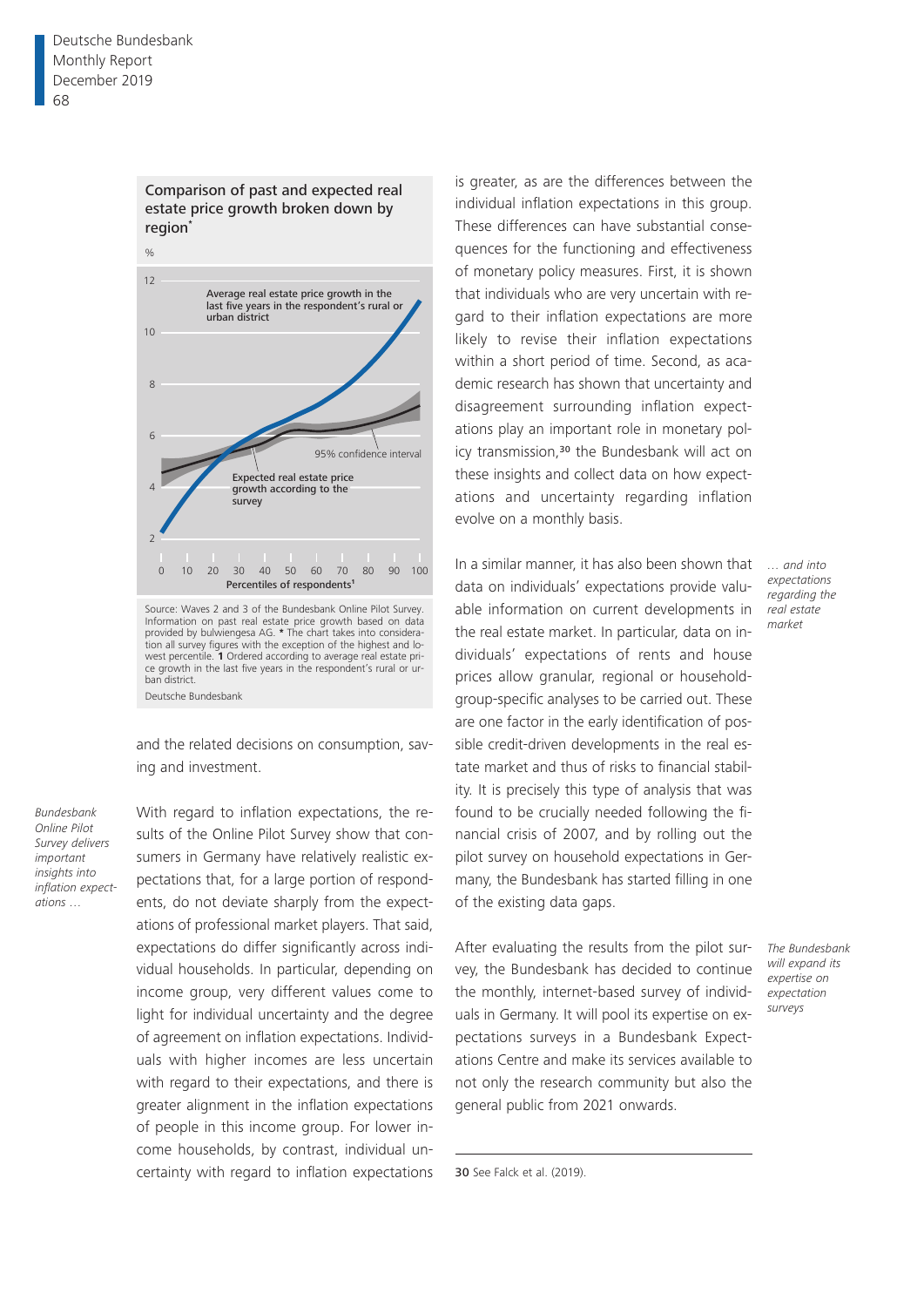**Comparison of past and expected real estate price growth broken down by region***

%

Average real estate price growth in the last five years in the respondent's rural or urban district

95% confidence interval

Expected real estate price growth according to the survey

Percentiles of respondents[1]

Source: Waves 2 and 3 of the Bundesbank Online Pilot Survey. Information on past real estate price growth based on data provided by bulwiengesa AG. * The chart takes into consideration all survey figures with the exception of the highest and lowest percentile. **1** Ordered according to average real estate price growth in the last five years in the respondent's rural or urban district.

Deutsche Bundesbank

and the related decisions on consumption, saving and investment.

*Bundesbank Online Pilot Survey delivers important insights into inflation expectations …*

With regard to inflation expectations, the results of the Online Pilot Survey show that consumers in Germany have relatively realistic expectations that, for a large portion of respondents, do not deviate sharply from the expectations of professional market players. That said, expectations do differ significantly across individual households. In particular, depending on income group, very different values come to light for individual uncertainty and the degree of agreement on inflation expectations. Individuals with higher incomes are less uncertain with regard to their expectations, and there is greater alignment in the inflation expectations of people in this income group. For lower income households, by contrast, individual uncertainty with regard to inflation expectations is greater, as are the differences between the individual inflation expectations in this group. These differences can have substantial consequences for the functioning and effectiveness of monetary policy measures. First, it is shown that individuals who are very uncertain with regard to their inflation expectations are more likely to revise their inflation expectations within a short period of time. Second, as academic research has shown that uncertainty and disagreement surrounding inflation expectations play an important role in monetary policy transmission,[30] the Bundesbank will act on these insights and collect data on how expectations and uncertainty regarding inflation evolve on a monthly basis.

*… and into expectations regarding the real estate market*

In a similar manner, it has also been shown that data on individuals' expectations provide valuable information on current developments in the real estate market. In particular, data on individuals' expectations of rents and house prices allow granular, regional or household-group-specific analyses to be carried out. These are one factor in the early identification of possible credit-driven developments in the real estate market and thus of risks to financial stability. It is precisely this type of analysis that was found to be crucially needed following the financial crisis of 2007, and by rolling out the pilot survey on household expectations in Germany, the Bundesbank has started filling in one of the existing data gaps.

*The Bundesbank will expand its expertise on expectation surveys*

After evaluating the results from the pilot survey, the Bundesbank has decided to continue the monthly, internet-based survey of individuals in Germany. It will pool its expertise on expectations surveys in a Bundesbank Expectations Centre and make its services available to not only the research community but also the general public from 2021 onwards.

---

**30** See Falck et al. (2019).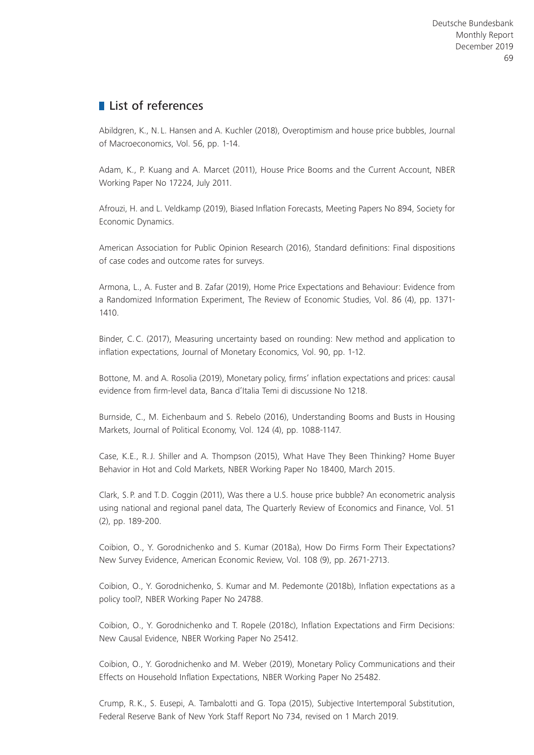## List of references

Abildgren, K., N. L. Hansen and A. Kuchler (2018), Overoptimism and house price bubbles, Journal of Macroeconomics, Vol. 56, pp. 1-14.

Adam, K., P. Kuang and A. Marcet (2011), House Price Booms and the Current Account, NBER Working Paper No 17224, July 2011.

Afrouzi, H. and L. Veldkamp (2019), Biased Inflation Forecasts, Meeting Papers No 894, Society for Economic Dynamics.

American Association for Public Opinion Research (2016), Standard definitions: Final dispositions of case codes and outcome rates for surveys.

Armona, L., A. Fuster and B. Zafar (2019), Home Price Expectations and Behaviour: Evidence from a Randomized Information Experiment, The Review of Economic Studies, Vol. 86 (4), pp. 1371-1410.

Binder, C. C. (2017), Measuring uncertainty based on rounding: New method and application to inflation expectations, Journal of Monetary Economics, Vol. 90, pp. 1-12.

Bottone, M. and A. Rosolia (2019), Monetary policy, firms' inflation expectations and prices: causal evidence from firm-level data, Banca d'Italia Temi di discussione No 1218.

Burnside, C., M. Eichenbaum and S. Rebelo (2016), Understanding Booms and Busts in Housing Markets, Journal of Political Economy, Vol. 124 (4), pp. 1088-1147.

Case, K.E., R.J. Shiller and A. Thompson (2015), What Have They Been Thinking? Home Buyer Behavior in Hot and Cold Markets, NBER Working Paper No 18400, March 2015.

Clark, S.P. and T.D. Coggin (2011), Was there a U.S. house price bubble? An econometric analysis using national and regional panel data, The Quarterly Review of Economics and Finance, Vol. 51 (2), pp. 189-200.

Coibion, O., Y. Gorodnichenko and S. Kumar (2018a), How Do Firms Form Their Expectations? New Survey Evidence, American Economic Review, Vol. 108 (9), pp. 2671-2713.

Coibion, O., Y. Gorodnichenko, S. Kumar and M. Pedemonte (2018b), Inflation expectations as a policy tool?, NBER Working Paper No 24788.

Coibion, O., Y. Gorodnichenko and T. Ropele (2018c), Inflation Expectations and Firm Decisions: New Causal Evidence, NBER Working Paper No 25412.

Coibion, O., Y. Gorodnichenko and M. Weber (2019), Monetary Policy Communications and their Effects on Household Inflation Expectations, NBER Working Paper No 25482.

Crump, R.K., S. Eusepi, A. Tambalotti and G. Topa (2015), Subjective Intertemporal Substitution, Federal Reserve Bank of New York Staff Report No 734, revised on 1 March 2019.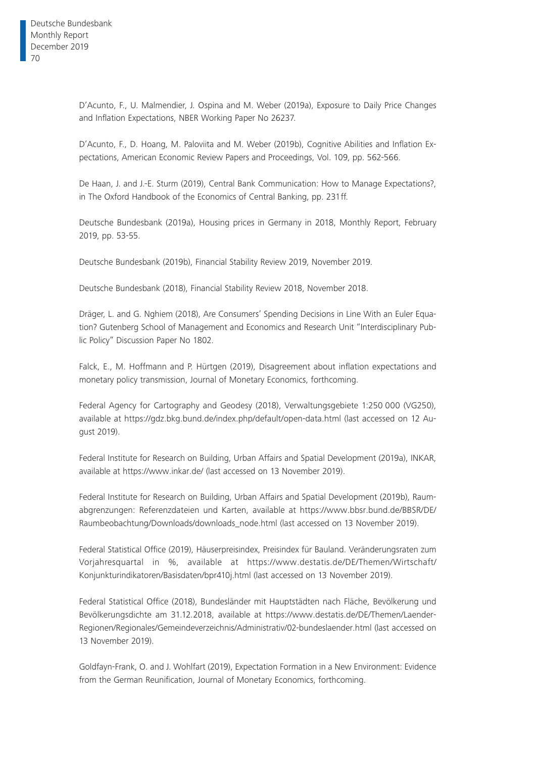D'Acunto, F., U. Malmendier, J. Ospina and M. Weber (2019a), Exposure to Daily Price Changes and Inflation Expectations, NBER Working Paper No 26237.

D'Acunto, F., D. Hoang, M. Paloviita and M. Weber (2019b), Cognitive Abilities and Inflation Expectations, American Economic Review Papers and Proceedings, Vol. 109, pp. 562-566.

De Haan, J. and J.-E. Sturm (2019), Central Bank Communication: How to Manage Expectations?, in The Oxford Handbook of the Economics of Central Banking, pp. 231ff.

Deutsche Bundesbank (2019a), Housing prices in Germany in 2018, Monthly Report, February 2019, pp. 53-55.

Deutsche Bundesbank (2019b), Financial Stability Review 2019, November 2019.

Deutsche Bundesbank (2018), Financial Stability Review 2018, November 2018.

Dräger, L. and G. Nghiem (2018), Are Consumers' Spending Decisions in Line With an Euler Equation? Gutenberg School of Management and Economics and Research Unit "Interdisciplinary Public Policy" Discussion Paper No 1802.

Falck, E., M. Hoffmann and P. Hürtgen (2019), Disagreement about inflation expectations and monetary policy transmission, Journal of Monetary Economics, forthcoming.

Federal Agency for Cartography and Geodesy (2018), Verwaltungsgebiete 1:250 000 (VG250), available at https://gdz.bkg.bund.de/index.php/default/open-data.html (last accessed on 12 August 2019).

Federal Institute for Research on Building, Urban Affairs and Spatial Development (2019a), INKAR, available at https://www.inkar.de/ (last accessed on 13 November 2019).

Federal Institute for Research on Building, Urban Affairs and Spatial Development (2019b), Raumabgrenzungen: Referenzdateien und Karten, available at https://www.bbsr.bund.de/BBSR/DE/Raumbeobachtung/Downloads/downloads_node.html (last accessed on 13 November 2019).

Federal Statistical Office (2019), Häuserpreisindex, Preisindex für Bauland. Veränderungsraten zum Vorjahresquartal in %, available at https://www.destatis.de/DE/Themen/Wirtschaft/Konjunkturindikatoren/Basisdaten/bpr410j.html (last accessed on 13 November 2019).

Federal Statistical Office (2018), Bundesländer mit Hauptstädten nach Fläche, Bevölkerung und Bevölkerungsdichte am 31.12.2018, available at https://www.destatis.de/DE/Themen/Laender-Regionen/Regionales/Gemeindeverzeichnis/Administrativ/02-bundeslaender.html (last accessed on 13 November 2019).

Goldfayn-Frank, O. and J. Wohlfart (2019), Expectation Formation in a New Environment: Evidence from the German Reunification, Journal of Monetary Economics, forthcoming.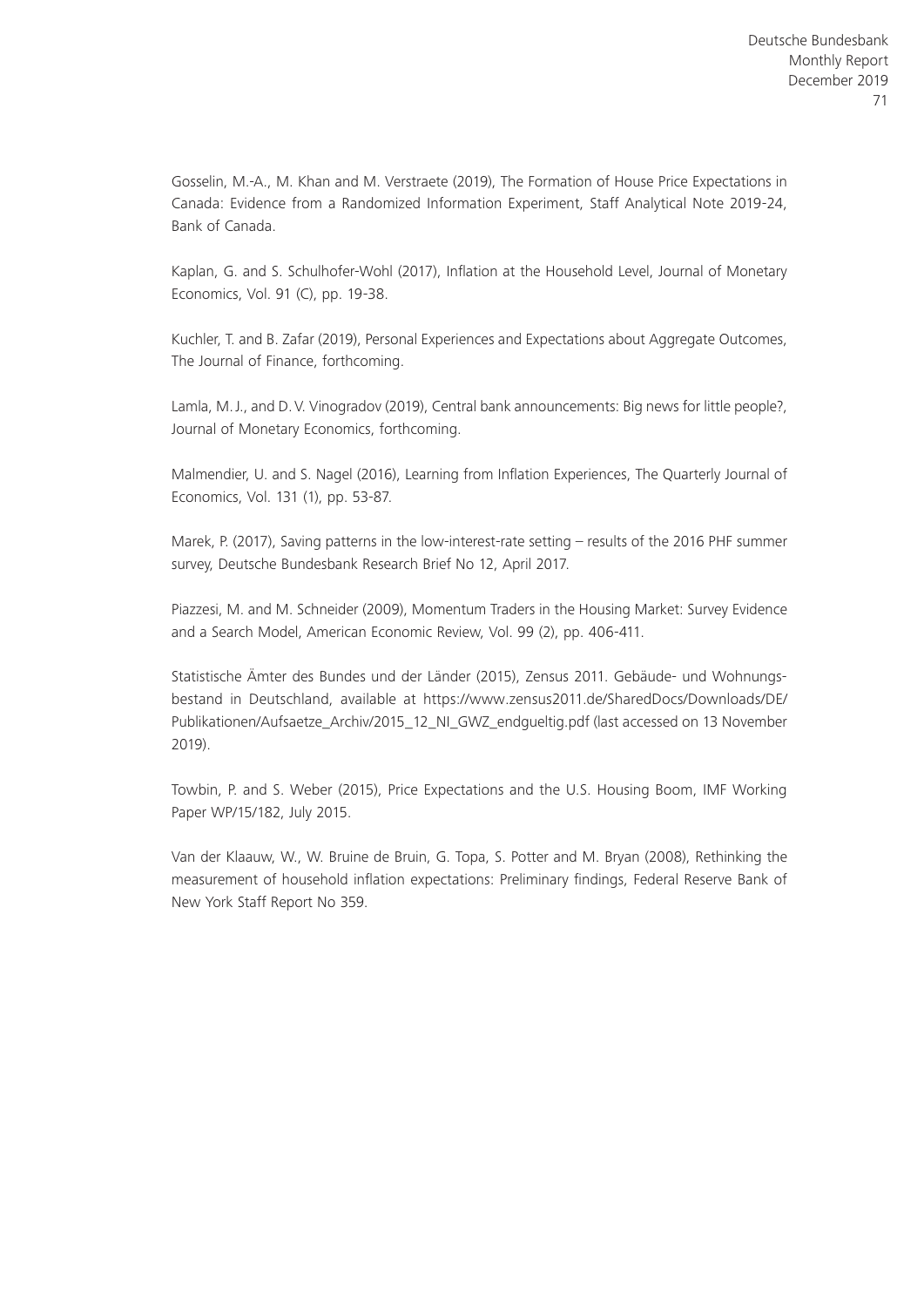Gosselin, M.-A., M. Khan and M. Verstraete (2019), The Formation of House Price Expectations in Canada: Evidence from a Randomized Information Experiment, Staff Analytical Note 2019-24, Bank of Canada.

Kaplan, G. and S. Schulhofer-Wohl (2017), Inflation at the Household Level, Journal of Monetary Economics, Vol. 91 (C), pp. 19-38.

Kuchler, T. and B. Zafar (2019), Personal Experiences and Expectations about Aggregate Outcomes, The Journal of Finance, forthcoming.

Lamla, M. J., and D. V. Vinogradov (2019), Central bank announcements: Big news for little people?, Journal of Monetary Economics, forthcoming.

Malmendier, U. and S. Nagel (2016), Learning from Inflation Experiences, The Quarterly Journal of Economics, Vol. 131 (1), pp. 53-87.

Marek, P. (2017), Saving patterns in the low-interest-rate setting – results of the 2016 PHF summer survey, Deutsche Bundesbank Research Brief No 12, April 2017.

Piazzesi, M. and M. Schneider (2009), Momentum Traders in the Housing Market: Survey Evidence and a Search Model, American Economic Review, Vol. 99 (2), pp. 406-411.

Statistische Ämter des Bundes und der Länder (2015), Zensus 2011. Gebäude- und Wohnungsbestand in Deutschland, available at https://www.zensus2011.de/SharedDocs/Downloads/DE/Publikationen/Aufsaetze_Archiv/2015_12_NI_GWZ_endgueltig.pdf (last accessed on 13 November 2019).

Towbin, P. and S. Weber (2015), Price Expectations and the U.S. Housing Boom, IMF Working Paper WP/15/182, July 2015.

Van der Klaauw, W., W. Bruine de Bruin, G. Topa, S. Potter and M. Bryan (2008), Rethinking the measurement of household inflation expectations: Preliminary findings, Federal Reserve Bank of New York Staff Report No 359.